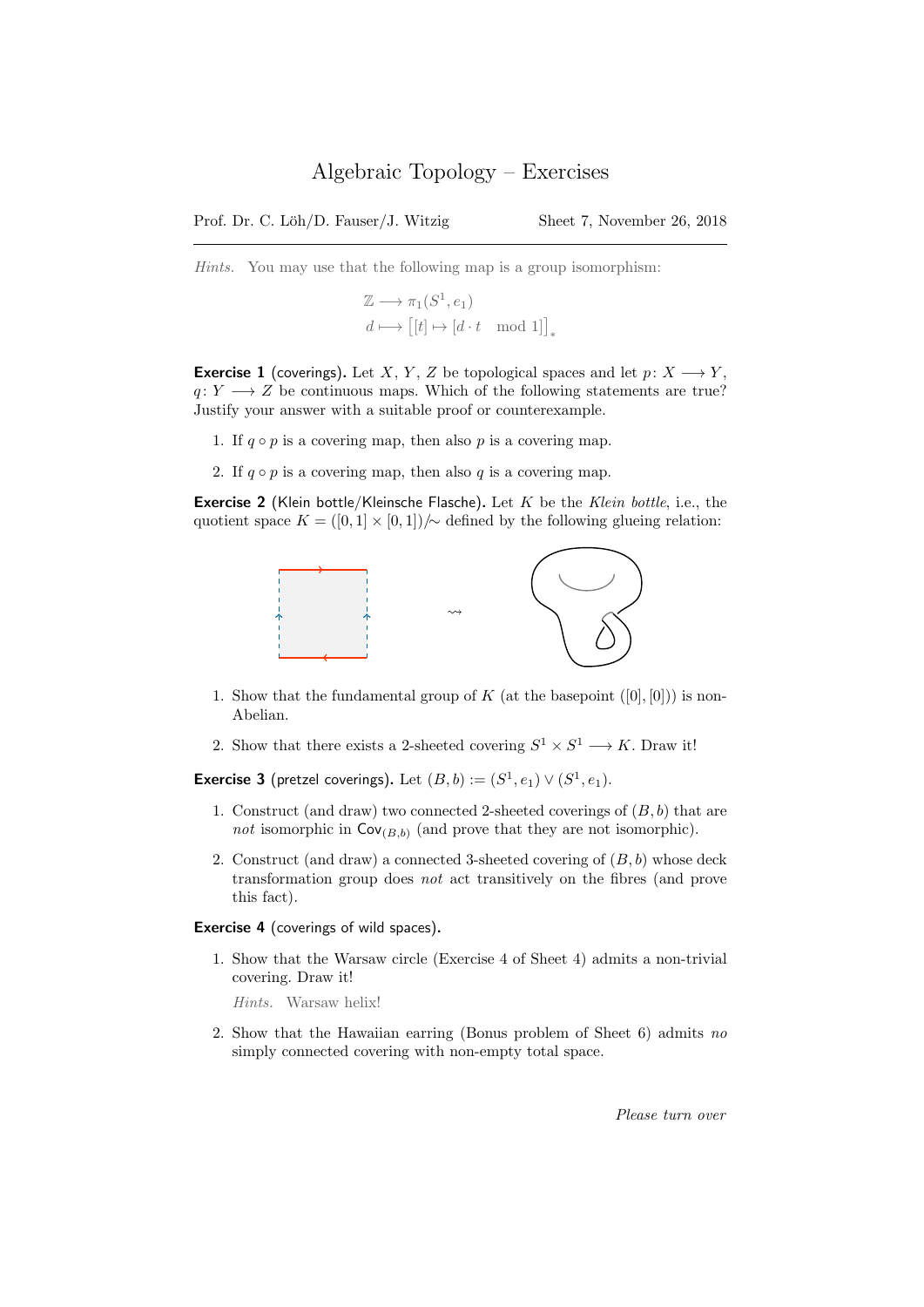# Algebraic Topology – Exercises

Prof. Dr. C. Löh/D. Fauser/J. Witzig — Sheet 7, November 26, 2018

---

*Hints.* You may use that the following map is a group isomorphism:

$$\mathbb{Z} \longrightarrow \pi_1(S^1, e_1)$$
$$d \longmapsto \big[[t] \mapsto [d \cdot t \mod 1]\big]_*$$

**Exercise 1** (coverings). Let $X$, $Y$, $Z$ be topological spaces and let $p\colon X \longrightarrow Y$, $q\colon Y \longrightarrow Z$ be continuous maps. Which of the following statements are true? Justify your answer with a suitable proof or counterexample.

1. If $q \circ p$ is a covering map, then also $p$ is a covering map.
2. If $q \circ p$ is a covering map, then also $q$ is a covering map.

**Exercise 2** (Klein bottle/Kleinsche Flasche). Let $K$ be the *Klein bottle*, i.e., the quotient space $K = ([0,1] \times [0,1])/\sim$ defined by the following glueing relation:

1. Show that the fundamental group of $K$ (at the basepoint $([0],[0])$) is non-Abelian.
2. Show that there exists a 2-sheeted covering $S^1 \times S^1 \longrightarrow K$. Draw it!

**Exercise 3** (pretzel coverings). Let $(B, b) := (S^1, e_1) \vee (S^1, e_1)$.

1. Construct (and draw) two connected 2-sheeted coverings of $(B, b)$ that are *not* isomorphic in $\mathsf{Cov}_{(B,b)}$ (and prove that they are not isomorphic).
2. Construct (and draw) a connected 3-sheeted covering of $(B, b)$ whose deck transformation group does *not* act transitively on the fibres (and prove this fact).

**Exercise 4** (coverings of wild spaces).

1. Show that the Warsaw circle (Exercise 4 of Sheet 4) admits a non-trivial covering. Draw it!

   *Hints.* Warsaw helix!

2. Show that the Hawaiian earring (Bonus problem of Sheet 6) admits *no* simply connected covering with non-empty total space.

*Please turn over*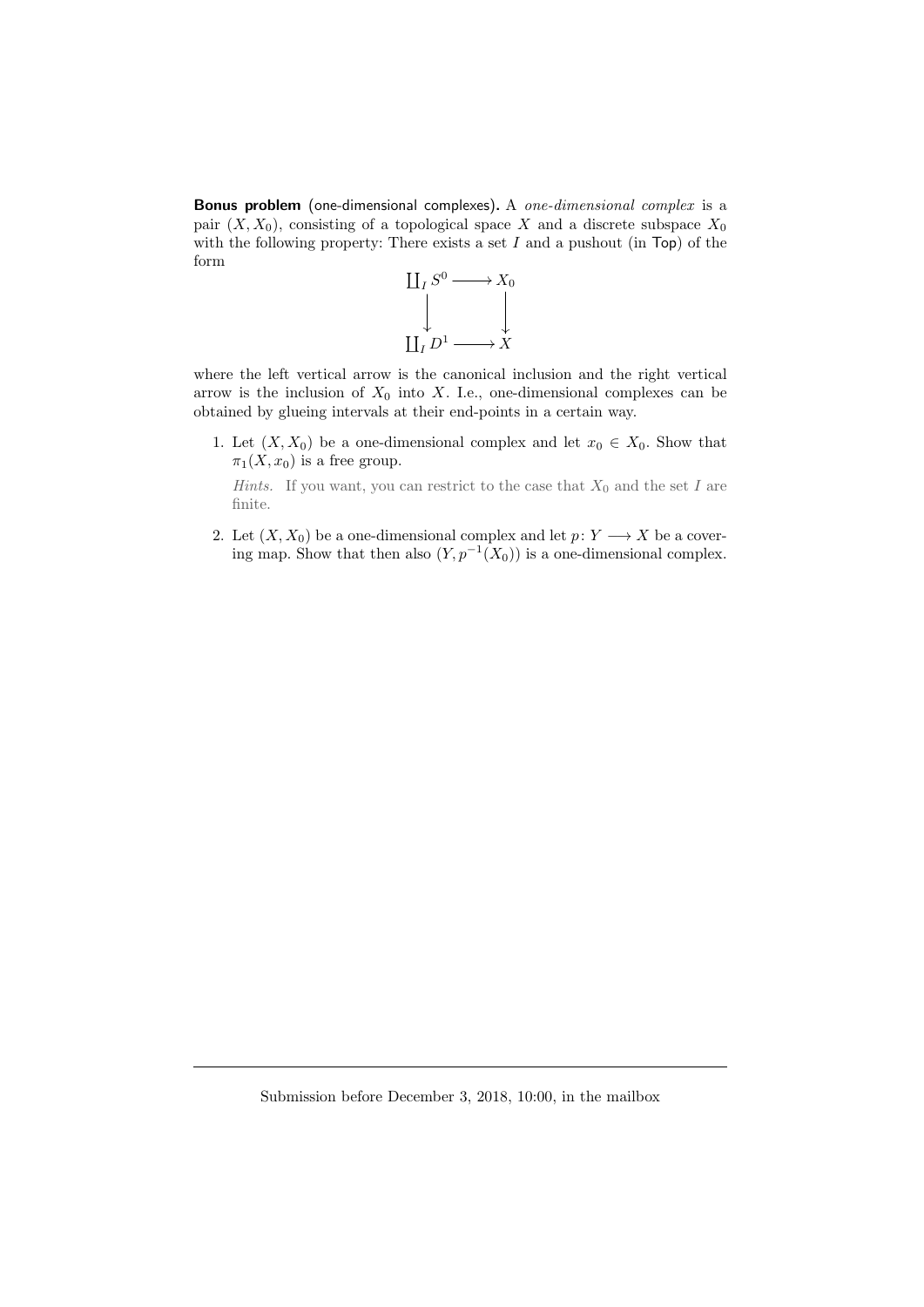**Bonus problem** (one-dimensional complexes)**.** A *one-dimensional complex* is a pair $(X, X_0)$, consisting of a topological space $X$ and a discrete subspace $X_0$ with the following property: There exists a set $I$ and a pushout (in $\mathsf{Top}$) of the form

$$\begin{array}{ccc} \coprod_I S^0 & \longrightarrow & X_0 \\ \big\downarrow & & \big\downarrow \\ \coprod_I D^1 & \longrightarrow & X \end{array}$$

where the left vertical arrow is the canonical inclusion and the right vertical arrow is the inclusion of $X_0$ into $X$. I.e., one-dimensional complexes can be obtained by glueing intervals at their end-points in a certain way.

1. Let $(X, X_0)$ be a one-dimensional complex and let $x_0 \in X_0$. Show that $\pi_1(X, x_0)$ is a free group.

   *Hints.* If you want, you can restrict to the case that $X_0$ and the set $I$ are finite.

2. Let $(X, X_0)$ be a one-dimensional complex and let $p \colon Y \longrightarrow X$ be a covering map. Show that then also $(Y, p^{-1}(X_0))$ is a one-dimensional complex.

Submission before December 3, 2018, 10:00, in the mailbox